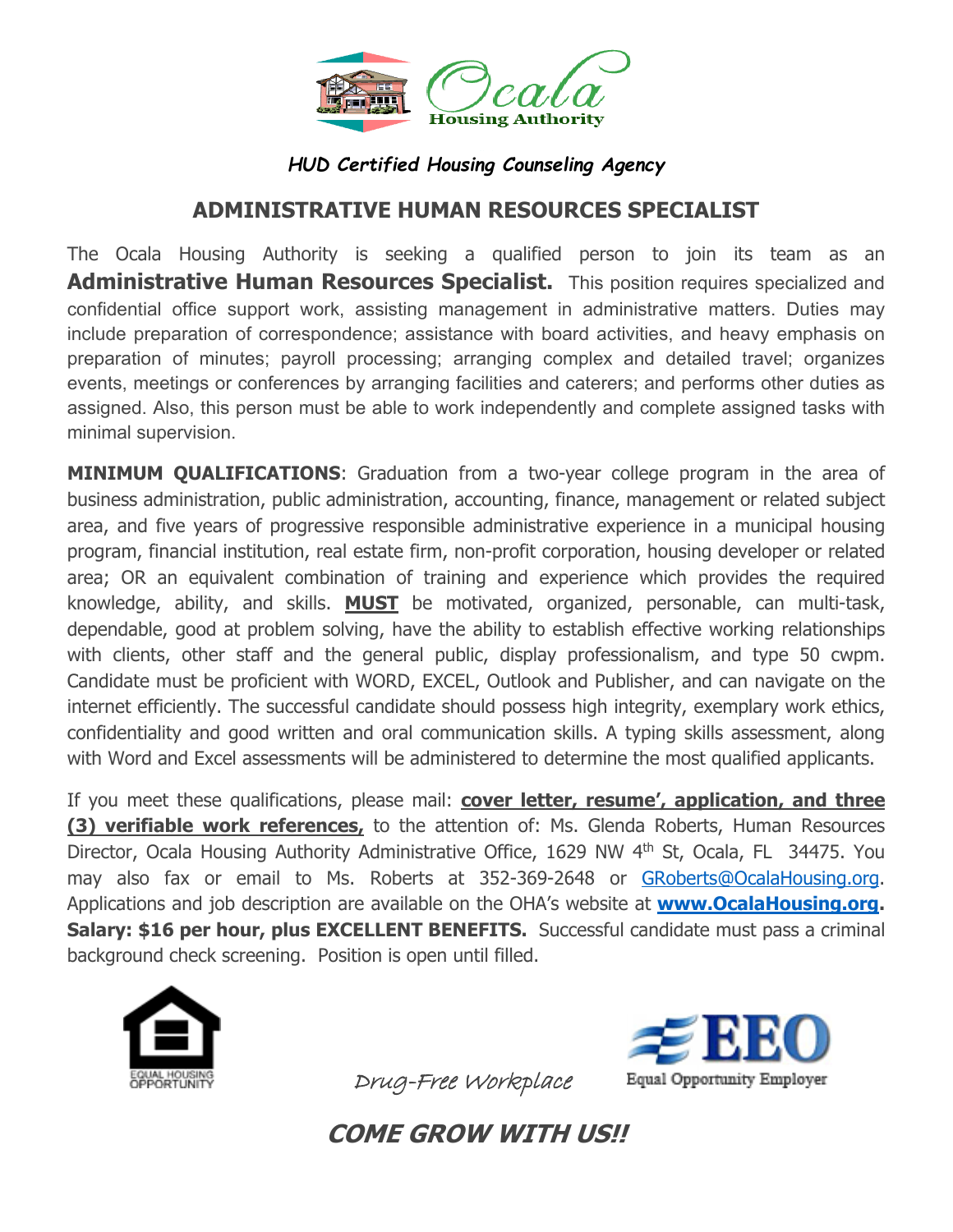Ocala Housing Authority

*HUD Certified Housing Counseling Agency*

## ADMINISTRATIVE HUMAN RESOURCES SPECIALIST

The Ocala Housing Authority is seeking a qualified person to join its team as an **Administrative Human Resources Specialist.** This position requires specialized and confidential office support work, assisting management in administrative matters. Duties may include preparation of correspondence; assistance with board activities, and heavy emphasis on preparation of minutes; payroll processing; arranging complex and detailed travel; organizes events, meetings or conferences by arranging facilities and caterers; and performs other duties as assigned. Also, this person must be able to work independently and complete assigned tasks with minimal supervision.

**MINIMUM QUALIFICATIONS**: Graduation from a two-year college program in the area of business administration, public administration, accounting, finance, management or related subject area, and five years of progressive responsible administrative experience in a municipal housing program, financial institution, real estate firm, non-profit corporation, housing developer or related area; OR an equivalent combination of training and experience which provides the required knowledge, ability, and skills. **MUST** be motivated, organized, personable, can multi-task, dependable, good at problem solving, have the ability to establish effective working relationships with clients, other staff and the general public, display professionalism, and type 50 cwpm. Candidate must be proficient with WORD, EXCEL, Outlook and Publisher, and can navigate on the internet efficiently. The successful candidate should possess high integrity, exemplary work ethics, confidentiality and good written and oral communication skills. A typing skills assessment, along with Word and Excel assessments will be administered to determine the most qualified applicants.

If you meet these qualifications, please mail: **cover letter, resume', application, and three (3) verifiable work references,** to the attention of: Ms. Glenda Roberts, Human Resources Director, Ocala Housing Authority Administrative Office, 1629 NW 4th St, Ocala, FL 34475. You may also fax or email to Ms. Roberts at 352-369-2648 or GRoberts@OcalaHousing.org. Applications and job description are available on the OHA's website at **www.OcalaHousing.org. Salary: $16 per hour, plus EXCELLENT BENEFITS.** Successful candidate must pass a criminal background check screening. Position is open until filled.

EQUAL HOUSING OPPORTUNITY

*Drug-Free Workplace*

EEO Equal Opportunity Employer

***COME GROW WITH US!!***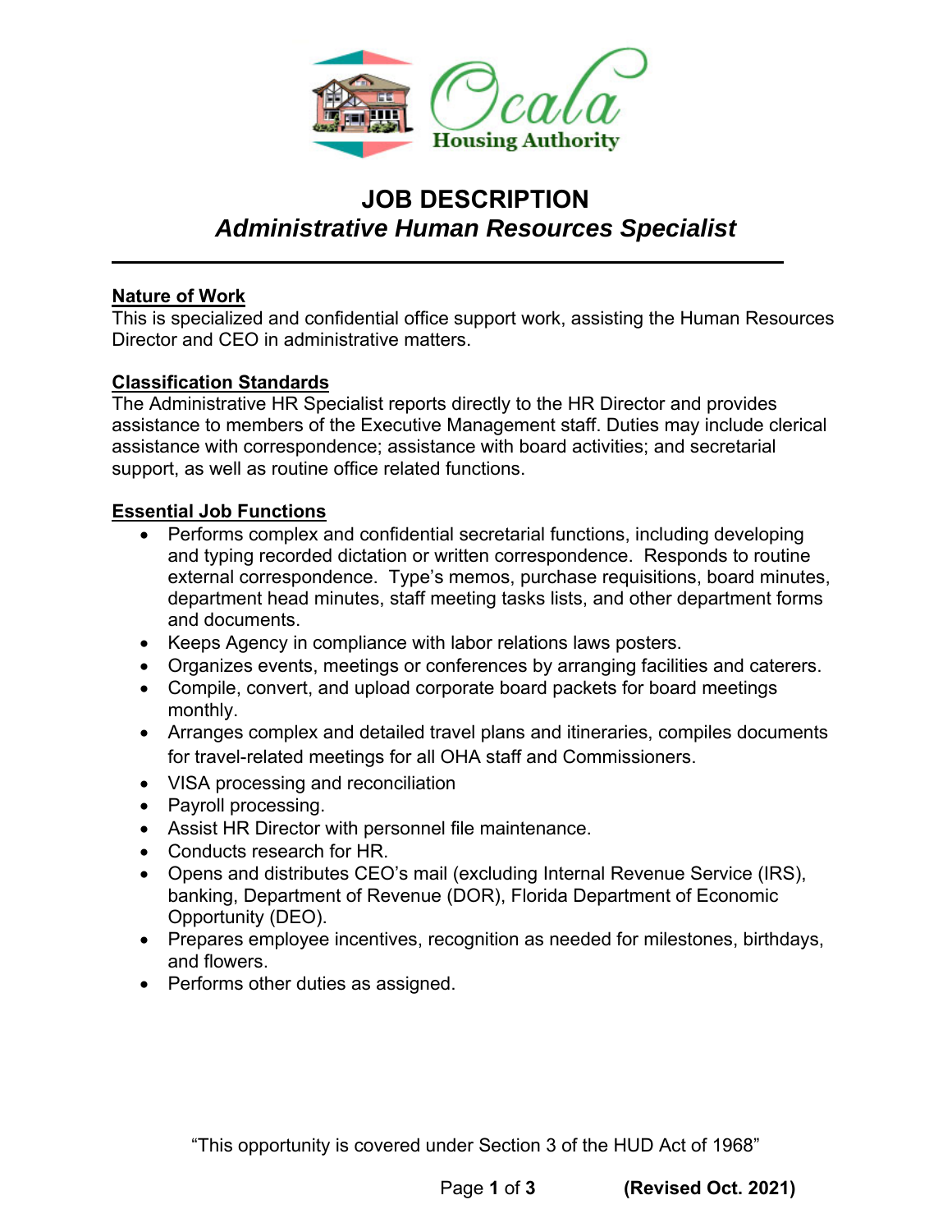# JOB DESCRIPTION

## *Administrative Human Resources Specialist*

---

**Nature of Work**

This is specialized and confidential office support work, assisting the Human Resources Director and CEO in administrative matters.

**Classification Standards**

The Administrative HR Specialist reports directly to the HR Director and provides assistance to members of the Executive Management staff. Duties may include clerical assistance with correspondence; assistance with board activities; and secretarial support, as well as routine office related functions.

**Essential Job Functions**

- Performs complex and confidential secretarial functions, including developing and typing recorded dictation or written correspondence. Responds to routine external correspondence. Type's memos, purchase requisitions, board minutes, department head minutes, staff meeting tasks lists, and other department forms and documents.
- Keeps Agency in compliance with labor relations laws posters.
- Organizes events, meetings or conferences by arranging facilities and caterers.
- Compile, convert, and upload corporate board packets for board meetings monthly.
- Arranges complex and detailed travel plans and itineraries, compiles documents for travel-related meetings for all OHA staff and Commissioners.
- VISA processing and reconciliation
- Payroll processing.
- Assist HR Director with personnel file maintenance.
- Conducts research for HR.
- Opens and distributes CEO's mail (excluding Internal Revenue Service (IRS), banking, Department of Revenue (DOR), Florida Department of Economic Opportunity (DEO).
- Prepares employee incentives, recognition as needed for milestones, birthdays, and flowers.
- Performs other duties as assigned.

"This opportunity is covered under Section 3 of the HUD Act of 1968"

**(Revised Oct. 2021)**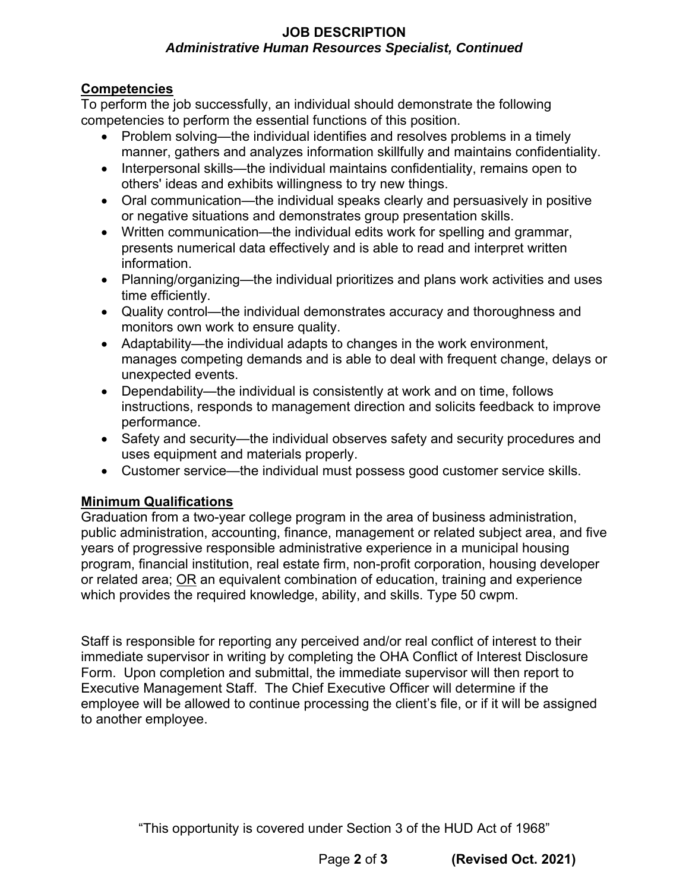## Competencies

To perform the job successfully, an individual should demonstrate the following competencies to perform the essential functions of this position.

- Problem solving—the individual identifies and resolves problems in a timely manner, gathers and analyzes information skillfully and maintains confidentiality.
- Interpersonal skills—the individual maintains confidentiality, remains open to others' ideas and exhibits willingness to try new things.
- Oral communication—the individual speaks clearly and persuasively in positive or negative situations and demonstrates group presentation skills.
- Written communication—the individual edits work for spelling and grammar, presents numerical data effectively and is able to read and interpret written information.
- Planning/organizing—the individual prioritizes and plans work activities and uses time efficiently.
- Quality control—the individual demonstrates accuracy and thoroughness and monitors own work to ensure quality.
- Adaptability—the individual adapts to changes in the work environment, manages competing demands and is able to deal with frequent change, delays or unexpected events.
- Dependability—the individual is consistently at work and on time, follows instructions, responds to management direction and solicits feedback to improve performance.
- Safety and security—the individual observes safety and security procedures and uses equipment and materials properly.
- Customer service—the individual must possess good customer service skills.

## Minimum Qualifications

Graduation from a two-year college program in the area of business administration, public administration, accounting, finance, management or related subject area, and five years of progressive responsible administrative experience in a municipal housing program, financial institution, real estate firm, non-profit corporation, housing developer or related area; OR an equivalent combination of education, training and experience which provides the required knowledge, ability, and skills. Type 50 cwpm.

Staff is responsible for reporting any perceived and/or real conflict of interest to their immediate supervisor in writing by completing the OHA Conflict of Interest Disclosure Form. Upon completion and submittal, the immediate supervisor will then report to Executive Management Staff. The Chief Executive Officer will determine if the employee will be allowed to continue processing the client's file, or if it will be assigned to another employee.

"This opportunity is covered under Section 3 of the HUD Act of 1968"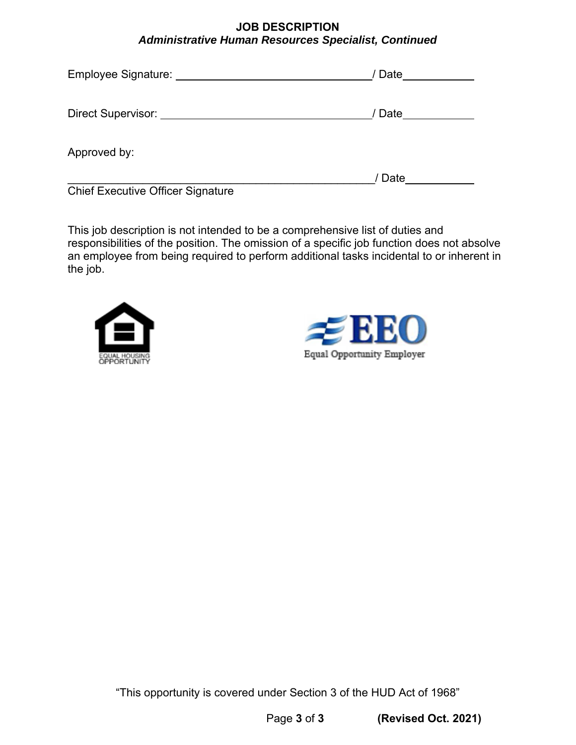**JOB DESCRIPTION**
***Administrative Human Resources Specialist, Continued***

Employee Signature: ________________________________/ Date___________

Direct Supervisor: __________________________________/ Date___________

Approved by:

__________________________________________________/ Date___________
Chief Executive Officer Signature

This job description is not intended to be a comprehensive list of duties and responsibilities of the position. The omission of a specific job function does not absolve an employee from being required to perform additional tasks incidental to or inherent in the job.

EQUAL HOUSING OPPORTUNITY

EEO
Equal Opportunity Employer

"This opportunity is covered under Section 3 of the HUD Act of 1968"

**(Revised Oct. 2021)**